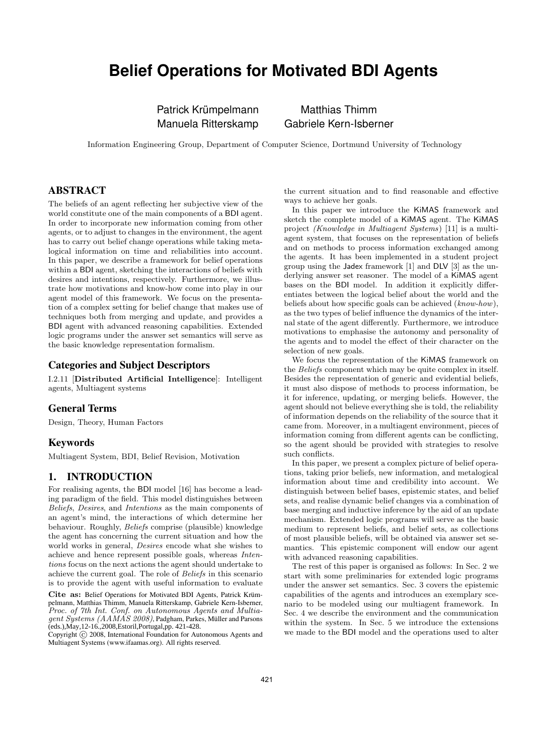# Belief Operations for Motivated BDI Agents

Patrick Krümpelmann, Matthias Thimm, Manuela Ritterskamp, Gabriele Kern-Isberner

Information Engineering Group, Department of Computer Science, Dortmund University of Technology

## ABSTRACT

The beliefs of an agent reflecting her subjective view of the world constitute one of the main components of a BDI agent. In order to incorporate new information coming from other agents, or to adjust to changes in the environment, the agent has to carry out belief change operations while taking metalogical information on time and reliabilities into account. In this paper, we describe a framework for belief operations within a BDI agent, sketching the interactions of beliefs with desires and intentions, respectively. Furthermore, we illustrate how motivations and know-how come into play in our agent model of this framework. We focus on the presentation of a complex setting for belief change that makes use of techniques both from merging and update, and provides a BDI agent with advanced reasoning capabilities. Extended logic programs under the answer set semantics will serve as the basic knowledge representation formalism.

### Categories and Subject Descriptors

I.2.11 [**Distributed Artificial Intelligence**]: Intelligent agents, Multiagent systems

### General Terms

Design, Theory, Human Factors

### Keywords

Multiagent System, BDI, Belief Revision, Motivation

## 1. INTRODUCTION

For realising agents, the BDI model [16] has become a leading paradigm of the field. This model distinguishes between *Beliefs*, *Desires*, and *Intentions* as the main components of an agent's mind, the interactions of which determine her behaviour. Roughly, *Beliefs* comprise (plausible) knowledge the agent has concerning the current situation and how the world works in general, *Desires* encode what she wishes to achieve and hence represent possible goals, whereas *Intentions* focus on the next actions the agent should undertake to achieve the current goal. The role of *Beliefs* in this scenario is to provide the agent with useful information to evaluate the current situation and to find reasonable and effective ways to achieve her goals.

**Cite as:** Belief Operations for Motivated BDI Agents, Patrick Krümpelmann, Matthias Thimm, Manuela Ritterskamp, Gabriele Kern-Isberner, *Proc. of 7th Int. Conf. on Autonomous Agents and Multiagent Systems (AAMAS 2008)*, Padgham, Parkes, Müller and Parsons (eds.),May,12-16.,2008,Estoril,Portugal,pp. 421-428.
Copyright © 2008, International Foundation for Autonomous Agents and Multiagent Systems (www.ifaamas.org). All rights reserved.

In this paper we introduce the KiMAS framework and sketch the complete model of a KiMAS agent. The KiMAS project *(Knowledge in Multiagent Systems)* [11] is a multiagent system, that focuses on the representation of beliefs and on methods to process information exchanged among the agents. It has been implemented in a student project group using the Jadex framework [1] and DLV [3] as the underlying answer set reasoner. The model of a KiMAS agent bases on the BDI model. In addition it explicitly differentiates between the logical belief about the world and the beliefs about how specific goals can be achieved (*know-how*), as the two types of belief influence the dynamics of the internal state of the agent differently. Furthermore, we introduce motivations to emphasise the autonomy and personality of the agents and to model the effect of their character on the selection of new goals.

We focus the representation of the KiMAS framework on the *Beliefs* component which may be quite complex in itself. Besides the representation of generic and evidential beliefs, it must also dispose of methods to process information, be it for inference, updating, or merging beliefs. However, the agent should not believe everything she is told, the reliability of information depends on the reliability of the source that it came from. Moreover, in a multiagent environment, pieces of information coming from different agents can be conflicting, so the agent should be provided with strategies to resolve such conflicts.

In this paper, we present a complex picture of belief operations, taking prior beliefs, new information, and metalogical information about time and credibility into account. We distinguish between belief bases, epistemic states, and belief sets, and realise dynamic belief changes via a combination of base merging and inductive inference by the aid of an update mechanism. Extended logic programs will serve as the basic medium to represent beliefs, and belief sets, as collections of most plausible beliefs, will be obtained via answer set semantics. This epistemic component will endow our agent with advanced reasoning capabilities.

The rest of this paper is organised as follows: In Sec. 2 we start with some preliminaries for extended logic programs under the answer set semantics. Sec. 3 covers the epistemic capabilities of the agents and introduces an exemplary scenario to be modeled using our multiagent framework. In Sec. 4 we describe the environment and the communication within the system. In Sec. 5 we introduce the extensions we made to the BDI model and the operations used to alter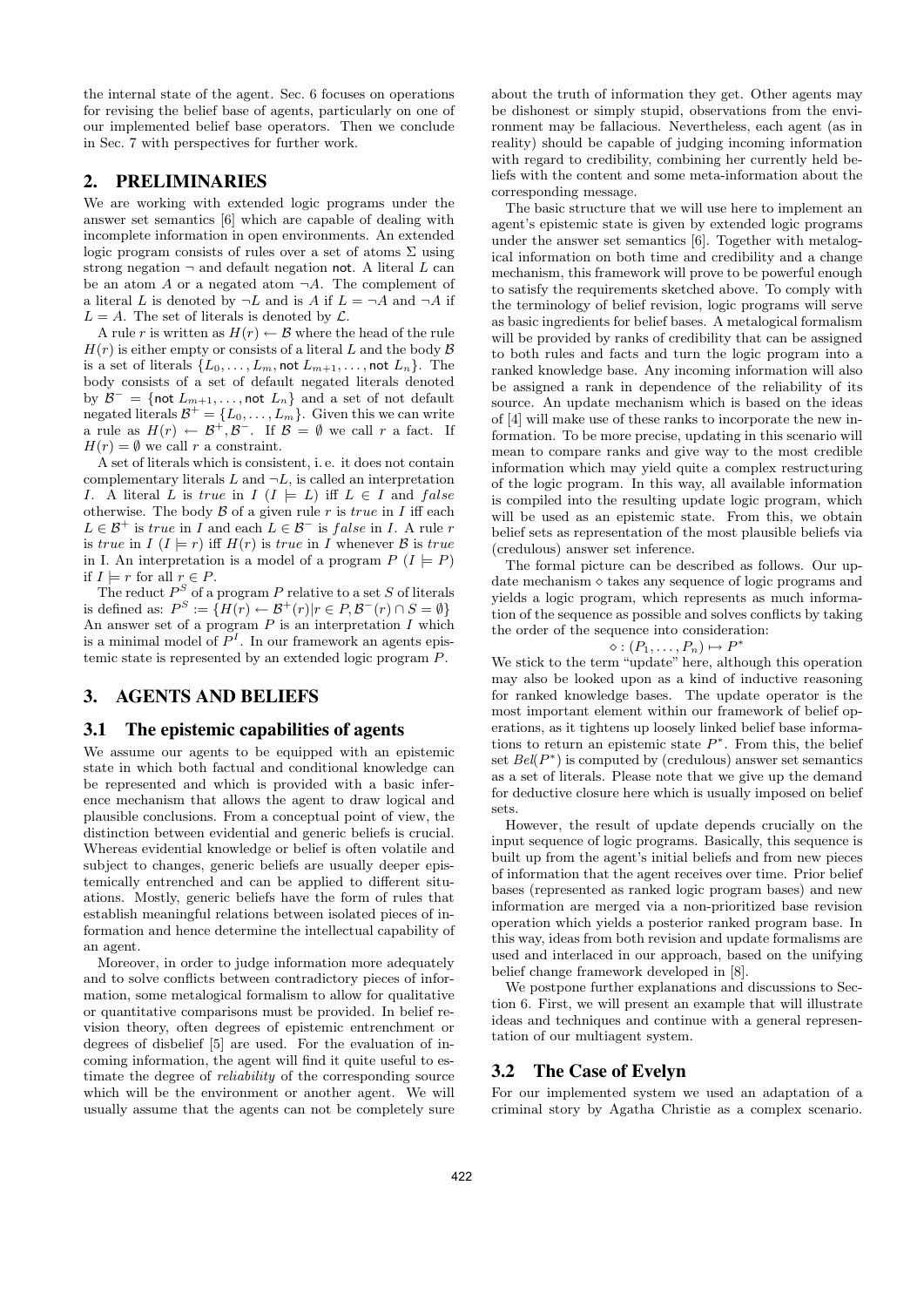the internal state of the agent. Sec. 6 focuses on operations for revising the belief base of agents, particularly on one of our implemented belief base operators. Then we conclude in Sec. 7 with perspectives for further work.

## 2. PRELIMINARIES

We are working with extended logic programs under the answer set semantics [6] which are capable of dealing with incomplete information in open environments. An extended logic program consists of rules over a set of atoms $\Sigma$ using strong negation $\neg$ and default negation $\mathsf{not}$. A literal $L$ can be an atom $A$ or a negated atom $\neg A$. The complement of a literal $L$ is denoted by $\neg L$ and is $A$ if $L = \neg A$ and $\neg A$ if $L = A$. The set of literals is denoted by $\mathcal{L}$.

A rule $r$ is written as $H(r) \leftarrow \mathcal{B}$ where the head of the rule $H(r)$ is either empty or consists of a literal $L$ and the body $\mathcal{B}$ is a set of literals $\{L_0, \ldots, L_m, \mathsf{not}\ L_{m+1}, \ldots, \mathsf{not}\ L_n\}$. The body consists of a set of default negated literals denoted by $\mathcal{B}^- = \{\mathsf{not}\ L_{m+1}, \ldots, \mathsf{not}\ L_n\}$ and a set of not default negated literals $\mathcal{B}^+ = \{L_0, \ldots, L_m\}$. Given this we can write a rule as $H(r) \leftarrow \mathcal{B}^+, \mathcal{B}^-$. If $\mathcal{B} = \emptyset$ we call $r$ a fact. If $H(r) = \emptyset$ we call $r$ a constraint.

A set of literals which is consistent, i. e. it does not contain complementary literals $L$ and $\neg L$, is called an interpretation $I$. A literal $L$ is *true* in $I$ ($I \models L$) iff $L \in I$ and *false* otherwise. The body $\mathcal{B}$ of a given rule $r$ is *true* in $I$ iff each $L \in \mathcal{B}^+$ is *true* in $I$ and each $L \in \mathcal{B}^-$ is *false* in $I$. A rule $r$ is *true* in $I$ ($I \models r$) iff $H(r)$ is *true* in $I$ whenever $\mathcal{B}$ is *true* in I. An interpretation is a model of a program $P$ ($I \models P$) if $I \models r$ for all $r \in P$.

The reduct $P^S$ of a program $P$ relative to a set $S$ of literals is defined as: $P^S := \{H(r) \leftarrow \mathcal{B}^+(r) | r \in P, \mathcal{B}^-(r) \cap S = \emptyset\}$ An answer set of a program $P$ is an interpretation $I$ which is a minimal model of $P^I$. In our framework an agents epistemic state is represented by an extended logic program $P$.

## 3. AGENTS AND BELIEFS

### 3.1 The epistemic capabilities of agents

We assume our agents to be equipped with an epistemic state in which both factual and conditional knowledge can be represented and which is provided with a basic inference mechanism that allows the agent to draw logical and plausible conclusions. From a conceptual point of view, the distinction between evidential and generic beliefs is crucial. Whereas evidential knowledge or belief is often volatile and subject to changes, generic beliefs are usually deeper epistemically entrenched and can be applied to different situations. Mostly, generic beliefs have the form of rules that establish meaningful relations between isolated pieces of information and hence determine the intellectual capability of an agent.

Moreover, in order to judge information more adequately and to solve conflicts between contradictory pieces of information, some metalogical formalism to allow for qualitative or quantitative comparisons must be provided. In belief revision theory, often degrees of epistemic entrenchment or degrees of disbelief [5] are used. For the evaluation of incoming information, the agent will find it quite useful to estimate the degree of *reliability* of the corresponding source which will be the environment or another agent. We will usually assume that the agents can not be completely sure about the truth of information they get. Other agents may be dishonest or simply stupid, observations from the environment may be fallacious. Nevertheless, each agent (as in reality) should be capable of judging incoming information with regard to credibility, combining her currently held beliefs with the content and some meta-information about the corresponding message.

The basic structure that we will use here to implement an agent's epistemic state is given by extended logic programs under the answer set semantics [6]. Together with metalogical information on both time and credibility and a change mechanism, this framework will prove to be powerful enough to satisfy the requirements sketched above. To comply with the terminology of belief revision, logic programs will serve as basic ingredients for belief bases. A metalogical formalism will be provided by ranks of credibility that can be assigned to both rules and facts and turn the logic program into a ranked knowledge base. Any incoming information will also be assigned a rank in dependence of the reliability of its source. An update mechanism which is based on the ideas of [4] will make use of these ranks to incorporate the new information. To be more precise, updating in this scenario will mean to compare ranks and give way to the most credible information which may yield quite a complex restructuring of the logic program. In this way, all available information is compiled into the resulting update logic program, which will be used as an epistemic state. From this, we obtain belief sets as representation of the most plausible beliefs via (credulous) answer set inference.

The formal picture can be described as follows. Our update mechanism $\diamond$ takes any sequence of logic programs and yields a logic program, which represents as much information of the sequence as possible and solves conflicts by taking the order of the sequence into consideration:

$$\diamond : (P_1, \ldots, P_n) \mapsto P^*$$

We stick to the term "update" here, although this operation may also be looked upon as a kind of inductive reasoning for ranked knowledge bases. The update operator is the most important element within our framework of belief operations, as it tightens up loosely linked belief base informations to return an epistemic state $P^*$. From this, the belief set $Bel(P^*)$ is computed by (credulous) answer set semantics as a set of literals. Please note that we give up the demand for deductive closure here which is usually imposed on belief sets.

However, the result of update depends crucially on the input sequence of logic programs. Basically, this sequence is built up from the agent's initial beliefs and from new pieces of information that the agent receives over time. Prior belief bases (represented as ranked logic program bases) and new information are merged via a non-prioritized base revision operation which yields a posterior ranked program base. In this way, ideas from both revision and update formalisms are used and interlaced in our approach, based on the unifying belief change framework developed in [8].

We postpone further explanations and discussions to Section 6. First, we will present an example that will illustrate ideas and techniques and continue with a general representation of our multiagent system.

### 3.2 The Case of Evelyn

For our implemented system we used an adaptation of a criminal story by Agatha Christie as a complex scenario.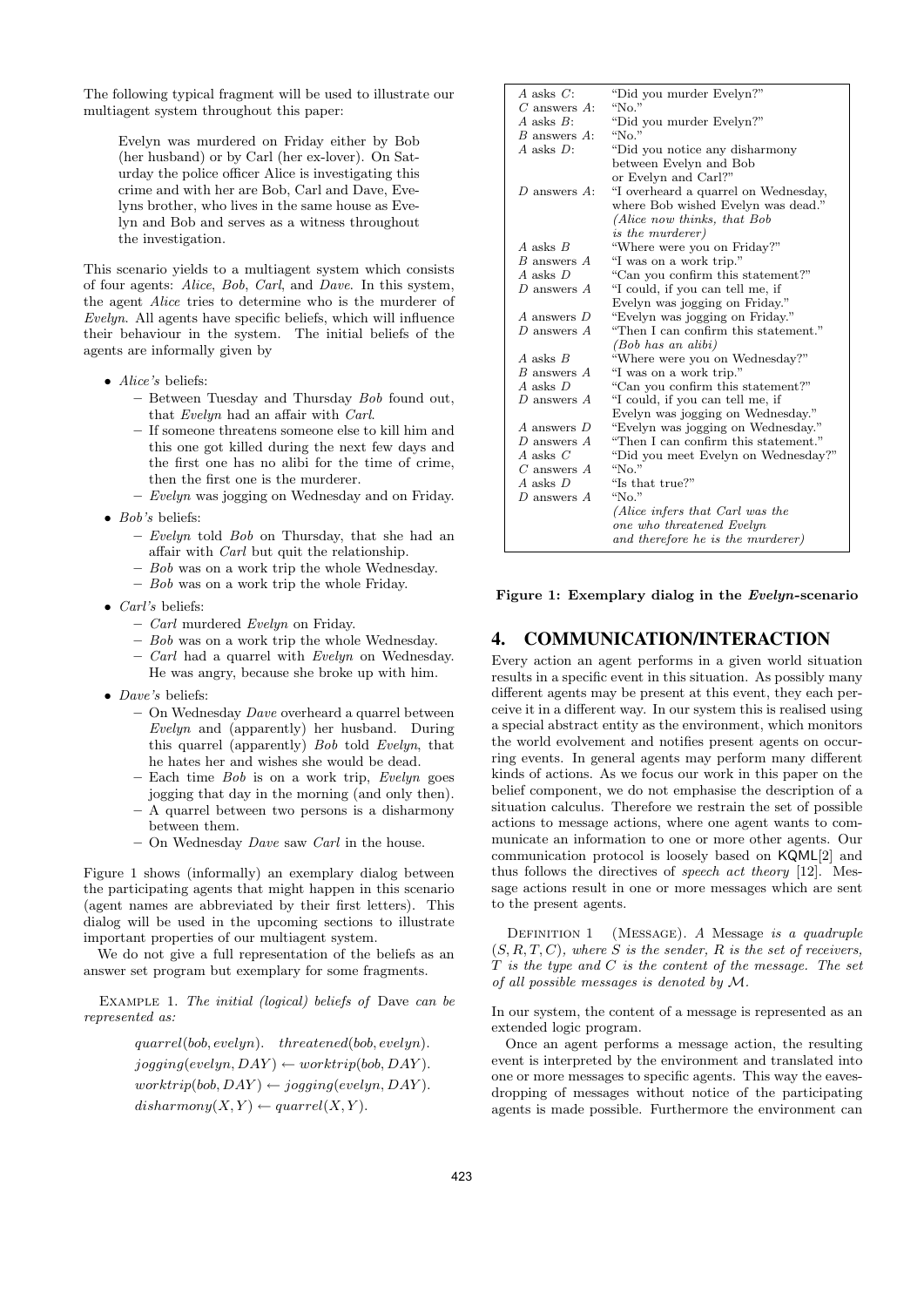The following typical fragment will be used to illustrate our multiagent system throughout this paper:

> Evelyn was murdered on Friday either by Bob (her husband) or by Carl (her ex-lover). On Saturday the police officer Alice is investigating this crime and with her are Bob, Carl and Dave, Evelyns brother, who lives in the same house as Evelyn and Bob and serves as a witness throughout the investigation.

This scenario yields to a multiagent system which consists of four agents: *Alice*, *Bob*, *Carl*, and *Dave*. In this system, the agent *Alice* tries to determine who is the murderer of *Evelyn*. All agents have specific beliefs, which will influence their behaviour in the system. The initial beliefs of the agents are informally given by

- *Alice's* beliefs:
  - Between Tuesday and Thursday *Bob* found out, that *Evelyn* had an affair with *Carl*.
  - If someone threatens someone else to kill him and this one got killed during the next few days and the first one has no alibi for the time of crime, then the first one is the murderer.
  - *Evelyn* was jogging on Wednesday and on Friday.
- *Bob's* beliefs:
  - *Evelyn* told *Bob* on Thursday, that she had an affair with *Carl* but quit the relationship.
  - *Bob* was on a work trip the whole Wednesday.
  - *Bob* was on a work trip the whole Friday.
- *Carl's* beliefs:
  - *Carl* murdered *Evelyn* on Friday.
  - *Bob* was on a work trip the whole Wednesday.
  - *Carl* had a quarrel with *Evelyn* on Wednesday. He was angry, because she broke up with him.
- *Dave's* beliefs:
  - On Wednesday *Dave* overheard a quarrel between *Evelyn* and (apparently) her husband. During this quarrel (apparently) *Bob* told *Evelyn*, that he hates her and wishes she would be dead.
  - Each time *Bob* is on a work trip, *Evelyn* goes jogging that day in the morning (and only then).
  - A quarrel between two persons is a disharmony between them.
  - On Wednesday *Dave* saw *Carl* in the house.

Figure 1 shows (informally) an exemplary dialog between the participating agents that might happen in this scenario (agent names are abbreviated by their first letters). This dialog will be used in the upcoming sections to illustrate important properties of our multiagent system.

We do not give a full representation of the beliefs as an answer set program but exemplary for some fragments.

EXAMPLE 1. *The initial (logical) beliefs of* Dave *can be represented as:*

$$quarrel(bob, evelyn). \quad threatened(bob, evelyn).$$
$$jogging(evelyn, DAY) \leftarrow worktrip(bob, DAY).$$
$$worktrip(bob, DAY) \leftarrow jogging(evelyn, DAY).$$
$$disharmony(X, Y) \leftarrow quarrel(X, Y).$$

| | |
|---|---|
| *A* asks *C*: | "Did you murder Evelyn?" |
| *C* answers *A*: | "No." |
| *A* asks *B*: | "Did you murder Evelyn?" |
| *B* answers *A*: | "No." |
| *A* asks *D*: | "Did you notice any disharmony between Evelyn and Bob or Evelyn and Carl?" |
| *D* answers *A*: | "I overheard a quarrel on Wednesday, where Bob wished Evelyn was dead." *(Alice now thinks, that Bob is the murderer)* |
| *A* asks *B* | "Where were you on Friday?" |
| *B* answers *A* | "I was on a work trip." |
| *A* asks *D* | "Can you confirm this statement?" |
| *D* answers *A* | "I could, if you can tell me, if Evelyn was jogging on Friday." |
| *A* answers *D* | "Evelyn was jogging on Friday." |
| *D* answers *A* | "Then I can confirm this statement." *(Bob has an alibi)* |
| *A* asks *B* | "Where were you on Wednesday?" |
| *B* answers *A* | "I was on a work trip." |
| *A* asks *D* | "Can you confirm this statement?" |
| *D* answers *A* | "I could, if you can tell me, if Evelyn was jogging on Wednesday." |
| *A* answers *D* | "Evelyn was jogging on Wednesday." |
| *D* answers *A* | "Then I can confirm this statement." |
| *A* asks *C* | "Did you meet Evelyn on Wednesday?" |
| *C* answers *A* | "No." |
| *A* asks *D* | "Is that true?" |
| *D* answers *A* | "No." *(Alice infers that Carl was the one who threatened Evelyn and therefore he is the murderer)* |

**Figure 1: Exemplary dialog in the *Evelyn*-scenario**

## 4. COMMUNICATION/INTERACTION

Every action an agent performs in a given world situation results in a specific event in this situation. As possibly many different agents may be present at this event, they each perceive it in a different way. In our system this is realised using a special abstract entity as the environment, which monitors the world evolvement and notifies present agents on occurring events. In general agents may perform many different kinds of actions. As we focus our work in this paper on the belief component, we do not emphasise the description of a situation calculus. Therefore we restrain the set of possible actions to message actions, where one agent wants to communicate an information to one or more other agents. Our communication protocol is loosely based on KQML[2] and thus follows the directives of *speech act theory* [12]. Message actions result in one or more messages which are sent to the present agents.

DEFINITION 1 (MESSAGE). *A Message is a quadruple* $(S, R, T, C)$*, where* $S$ *is the sender,* $R$ *is the set of receivers,* $T$ *is the type and* $C$ *is the content of the message. The set of all possible messages is denoted by* $\mathcal{M}$.

In our system, the content of a message is represented as an extended logic program.

Once an agent performs a message action, the resulting event is interpreted by the environment and translated into one or more messages to specific agents. This way the eavesdropping of messages without notice of the participating agents is made possible. Furthermore the environment can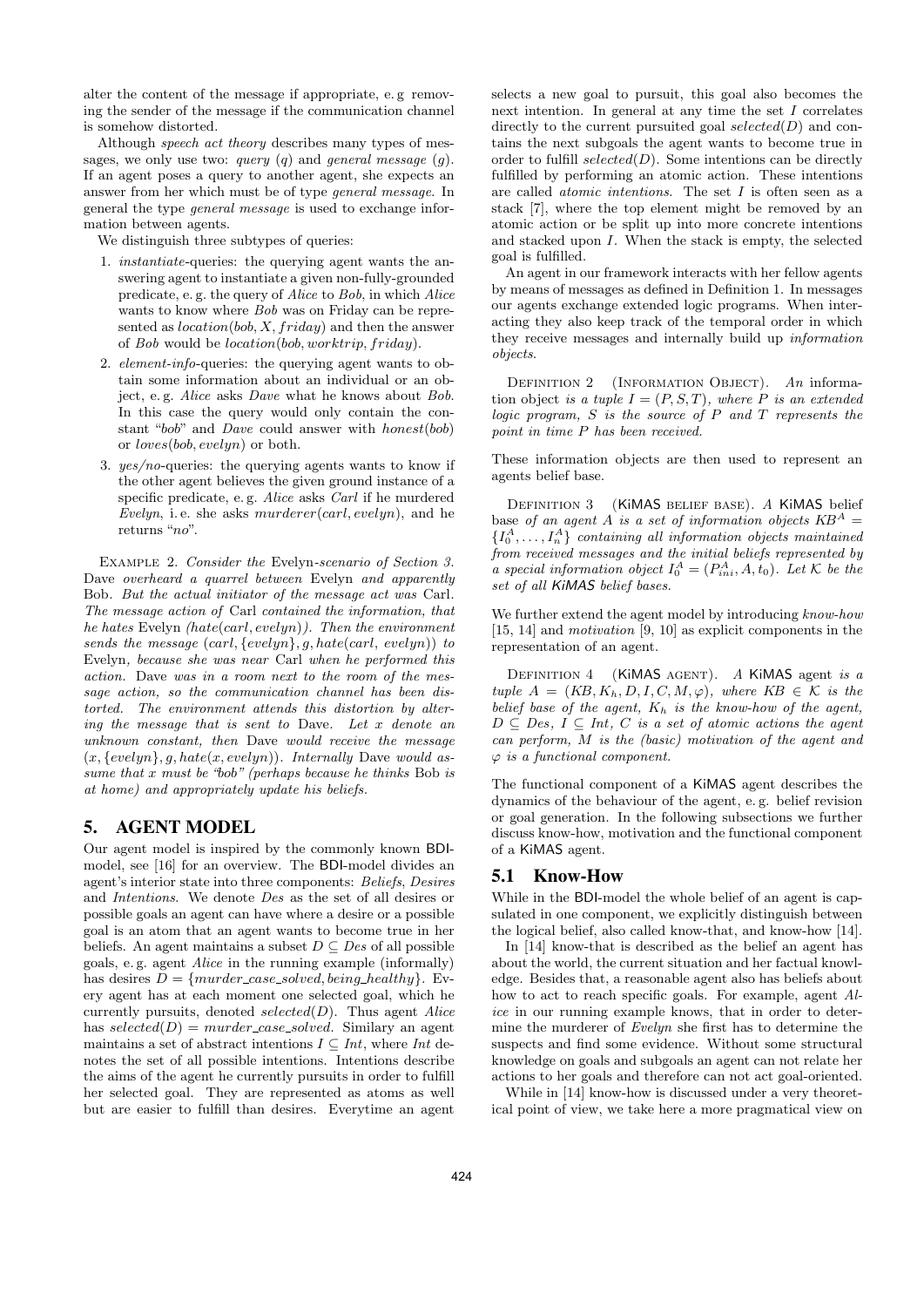alter the content of the message if appropriate, e. g removing the sender of the message if the communication channel is somehow distorted.

Although *speech act theory* describes many types of messages, we only use two: *query* ($q$) and *general message* ($g$). If an agent poses a query to another agent, she expects an answer from her which must be of type *general message*. In general the type *general message* is used to exchange information between agents.

We distinguish three subtypes of queries:

1. *instantiate*-queries: the querying agent wants the answering agent to instantiate a given non-fully-grounded predicate, e. g. the query of *Alice* to *Bob*, in which *Alice* wants to know where *Bob* was on Friday can be represented as $location(bob, X, friday)$ and then the answer of *Bob* would be $location(bob, worktrip, friday)$.
2. *element-info*-queries: the querying agent wants to obtain some information about an individual or an object, e. g. *Alice* asks *Dave* what he knows about *Bob*. In this case the query would only contain the constant "*bob*" and *Dave* could answer with $honest(bob)$ or $loves(bob, evelyn)$ or both.
3. *yes/no*-queries: the querying agents wants to know if the other agent believes the given ground instance of a specific predicate, e. g. *Alice* asks *Carl* if he murdered *Evelyn*, i. e. she asks $murderer(carl, evelyn)$, and he returns "*no*".

Example 2. *Consider the* Evelyn-*scenario of Section 3.* Dave *overheard a quarrel between* Evelyn *and apparently* Bob. *But the actual initiator of the message act was* Carl. *The message action of* Carl *contained the information, that he hates* Evelyn *(*$hate(carl, evelyn)$*). Then the environment sends the message* $(carl, \{evelyn\}, g, hate(carl, evelyn))$ *to* Evelyn*, because she was near* Carl *when he performed this action.* Dave *was in a room next to the room of the message action, so the communication channel has been distorted. The environment attends this distortion by altering the message that is sent to* Dave*. Let* $x$ *denote an unknown constant, then* Dave *would receive the message* $(x, \{evelyn\}, g, hate(x, evelyn))$*. Internally* Dave *would assume that* $x$ *must be "bob" (perhaps because he thinks* Bob *is at home) and appropriately update his beliefs.*

# 5. AGENT MODEL

Our agent model is inspired by the commonly known BDI-model, see [16] for an overview. The BDI-model divides an agent's interior state into three components: *Beliefs*, *Desires* and *Intentions*. We denote *Des* as the set of all desires or possible goals an agent can have where a desire or a possible goal is an atom that an agent wants to become true in her beliefs. An agent maintains a subset $D \subseteq Des$ of all possible goals, e. g. agent *Alice* in the running example (informally) has desires $D = \{murder\_case\_solved, being\_healthy\}$. Every agent has at each moment one selected goal, which he currently pursuits, denoted $selected(D)$. Thus agent *Alice* has $selected(D) = murder\_case\_solved$. Similary an agent maintains a set of abstract intentions $I \subseteq Int$, where *Int* denotes the set of all possible intentions. Intentions describe the aims of the agent he currently pursuits in order to fulfill her selected goal. They are represented as atoms as well but are easier to fulfill than desires. Everytime an agent selects a new goal to pursuit, this goal also becomes the next intention. In general at any time the set $I$ correlates directly to the current pursuited goal $selected(D)$ and contains the next subgoals the agent wants to become true in order to fulfill $selected(D)$. Some intentions can be directly fulfilled by performing an atomic action. These intentions are called *atomic intentions*. The set $I$ is often seen as a stack [7], where the top element might be removed by an atomic action or be split up into more concrete intentions and stacked upon $I$. When the stack is empty, the selected goal is fulfilled.

An agent in our framework interacts with her fellow agents by means of messages as defined in Definition 1. In messages our agents exchange extended logic programs. When interacting they also keep track of the temporal order in which they receive messages and internally build up *information objects*.

Definition 2 (Information Object). *An information object is a tuple* $I = (P, S, T)$*, where* $P$ *is an extended logic program,* $S$ *is the source of* $P$ *and* $T$ *represents the point in time* $P$ *has been received.*

These information objects are then used to represent an agents belief base.

Definition 3 (KiMAS belief base). *A* KiMAS *belief base of an agent* $A$ *is a set of information objects* $KB^A = \{I_0^A, \ldots, I_n^A\}$ *containing all information objects maintained from received messages and the initial beliefs represented by a special information object* $I_0^A = (P_{ini}^A, A, t_0)$*. Let* $\mathcal{K}$ *be the set of all KiMAS belief bases.*

We further extend the agent model by introducing *know-how* [15, 14] and *motivation* [9, 10] as explicit components in the representation of an agent.

Definition 4 (KiMAS agent). *A* KiMAS *agent is a tuple* $A = (KB, K_h, D, I, C, M, \varphi)$*, where* $KB \in \mathcal{K}$ *is the belief base of the agent,* $K_h$ *is the know-how of the agent,* $D \subseteq Des$*,* $I \subseteq Int$*,* $C$ *is a set of atomic actions the agent can perform,* $M$ *is the (basic) motivation of the agent and* $\varphi$ *is a functional component.*

The functional component of a KiMAS agent describes the dynamics of the behaviour of the agent, e. g. belief revision or goal generation. In the following subsections we further discuss know-how, motivation and the functional component of a KiMAS agent.

## 5.1 Know-How

While in the BDI-model the whole belief of an agent is capsulated in one component, we explicitly distinguish between the logical belief, also called know-that, and know-how [14].

In [14] know-that is described as the belief an agent has about the world, the current situation and her factual knowledge. Besides that, a reasonable agent also has beliefs about how to act to reach specific goals. For example, agent *Alice* in our running example knows, that in order to determine the murderer of *Evelyn* she first has to determine the suspects and find some evidence. Without some structural knowledge on goals and subgoals an agent can not relate her actions to her goals and therefore can not act goal-oriented.

While in [14] know-how is discussed under a very theoretical point of view, we take here a more pragmatical view on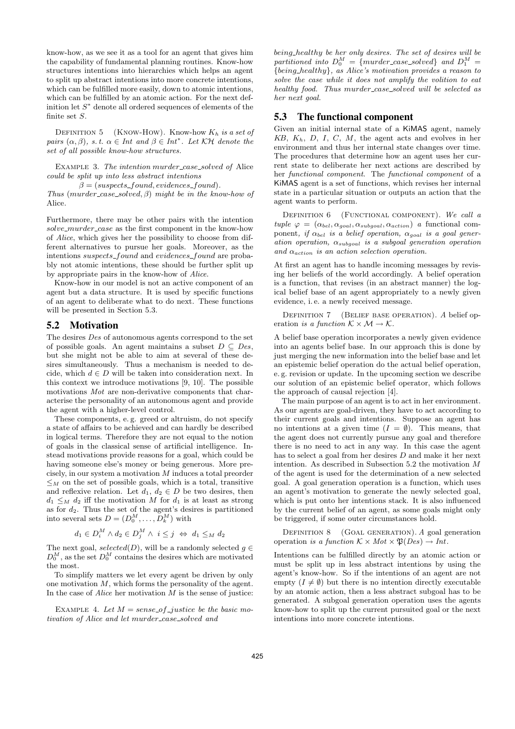know-how, as we see it as a tool for an agent that gives him the capability of fundamental planning routines. Know-how structures intentions into hierarchies which helps an agent to split up abstract intentions into more concrete intentions, which can be fulfilled more easily, down to atomic intentions, which can be fulfilled by an atomic action. For the next definition let $S^*$ denote all ordered sequences of elements of the finite set $S$.

Definition 5 (Know-How). *Know-how $K_h$ is a set of pairs $(\alpha, \beta)$, s. t. $\alpha \in Int$ and $\beta \in Int^*$. Let $\mathcal{KH}$ denote the set of all possible know-how structures.*

Example 3. *The intention murder_case_solved of Alice could be split up into less abstract intentions*

$$\beta = (suspects\_found, evidences\_found).$$

*Thus $(murder\_case\_solved, \beta)$ might be in the know-how of Alice.*

Furthermore, there may be other pairs with the intention *solve_murder_case* as the first component in the know-how of *Alice*, which gives her the possibility to choose from different alternatives to pursue her goals. Moreover, as the intentions *suspects_found* and *evidences_found* are probably not atomic intentions, these should be further split up by appropriate pairs in the know-how of *Alice*.

Know-how in our model is not an active component of an agent but a data structure. It is used by specific functions of an agent to deliberate what to do next. These functions will be presented in Section 5.3.

## 5.2 Motivation

The desires *Des* of autonomous agents correspond to the set of possible goals. An agent maintains a subset $D \subseteq Des$, but she might not be able to aim at several of these desires simultaneously. Thus a mechanism is needed to decide, which $d \in D$ will be taken into consideration next. In this context we introduce motivations [9, 10]. The possible motivations *Mot* are non-derivative components that characterise the personality of an autonomous agent and provide the agent with a higher-level control.

These components, e. g. greed or altruism, do not specify a state of affairs to be achieved and can hardly be described in logical terms. Therefore they are not equal to the notion of goals in the classical sense of artificial intelligence. Instead motivations provide reasons for a goal, which could be having someone else's money or being generous. More precisely, in our system a motivation $M$ induces a total preorder $\leq_M$ on the set of possible goals, which is a total, transitive and reflexive relation. Let $d_1$, $d_2 \in D$ be two desires, then $d_1 \leq_M d_2$ iff the motivation $M$ for $d_1$ is at least as strong as for $d_2$. Thus the set of the agent's desires is partitioned into several sets $D = (D_0^M, \ldots, D_k^M)$ with

$$d_1 \in D_i^M \wedge d_2 \in D_j^M \wedge \; i \leq j \;\Leftrightarrow\; d_1 \leq_M d_2$$

The next goal, $selected(D)$, will be a randomly selected $g \in D_0^M$, as the set $D_0^M$ contains the desires which are motivated the most.

To simplify matters we let every agent be driven by only one motivation $M$, which forms the personality of the agent. In the case of *Alice* her motivation $M$ is the sense of justice:

Example 4. *Let $M = sense\_of\_justice$ be the basic motivation of Alice and let $murder\_case\_solved$ and $being\_healthy$ be her only desires. The set of desires will be partitioned into $D_0^M = \{murder\_case\_solved\}$ and $D_1^M = \{being\_healthy\}$, as Alice's motivation provides a reason to solve the case while it does not amplify the volition to eat healthy food. Thus $murder\_case\_solved$ will be selected as her next goal.*

## 5.3 The functional component

Given an initial internal state of a KiMAS agent, namely $KB$, $K_h$, $D$, $I$, $C$, $M$, the agent acts and evolves in her environment and thus her internal state changes over time. The procedures that determine how an agent uses her current state to deliberate her next actions are described by her *functional component*. The *functional component* of a KiMAS agent is a set of functions, which revises her internal state in a particular situation or outputs an action that the agent wants to perform.

Definition 6 (Functional component). *We call a tuple $\varphi = (\alpha_{bel}, \alpha_{goal}, \alpha_{subgoal}, \alpha_{action})$ a* functional component, *if $\alpha_{bel}$ is a belief operation, $\alpha_{goal}$ is a goal generation operation, $\alpha_{subgoal}$ is a subgoal generation operation and $\alpha_{action}$ is an action selection operation.*

At first an agent has to handle incoming messages by revising her beliefs of the world accordingly. A belief operation is a function, that revises (in an abstract manner) the logical belief base of an agent appropriately to a newly given evidence, i. e. a newly received message.

Definition 7 (Belief base operation). *A* belief operation *is a function $\mathcal{K} \times \mathcal{M} \rightarrow \mathcal{K}$.*

A belief base operation incorporates a newly given evidence into an agents belief base. In our approach this is done by just merging the new information into the belief base and let an epistemic belief operation do the actual belief operation, e. g. revision or update. In the upcoming section we describe our solution of an epistemic belief operator, which follows the approach of causal rejection [4].

The main purpose of an agent is to act in her environment. As our agents are goal-driven, they have to act according to their current goals and intentions. Suppose an agent has no intentions at a given time ($I = \emptyset$). This means, that the agent does not currently pursue any goal and therefore there is no need to act in any way. In this case the agent has to select a goal from her desires $D$ and make it her next intention. As described in Subsection 5.2 the motivation $M$ of the agent is used for the determination of a new selected goal. A goal generation operation is a function, which uses an agent's motivation to generate the newly selected goal, which is put onto her intentions stack. It is also influenced by the current belief of an agent, as some goals might only be triggered, if some outer circumstances hold.

Definition 8 (Goal generation). *A goal generation operation is a function $\mathcal{K} \times Mot \times \mathfrak{P}(Des) \rightarrow Int$.*

Intentions can be fulfilled directly by an atomic action or must be split up in less abstract intentions by using the agent's know-how. So if the intentions of an agent are not empty ($I \neq \emptyset$) but there is no intention directly executable by an atomic action, then a less abstract subgoal has to be generated. A subgoal generation operation uses the agents know-how to split up the current pursuited goal or the next intentions into more concrete intentions.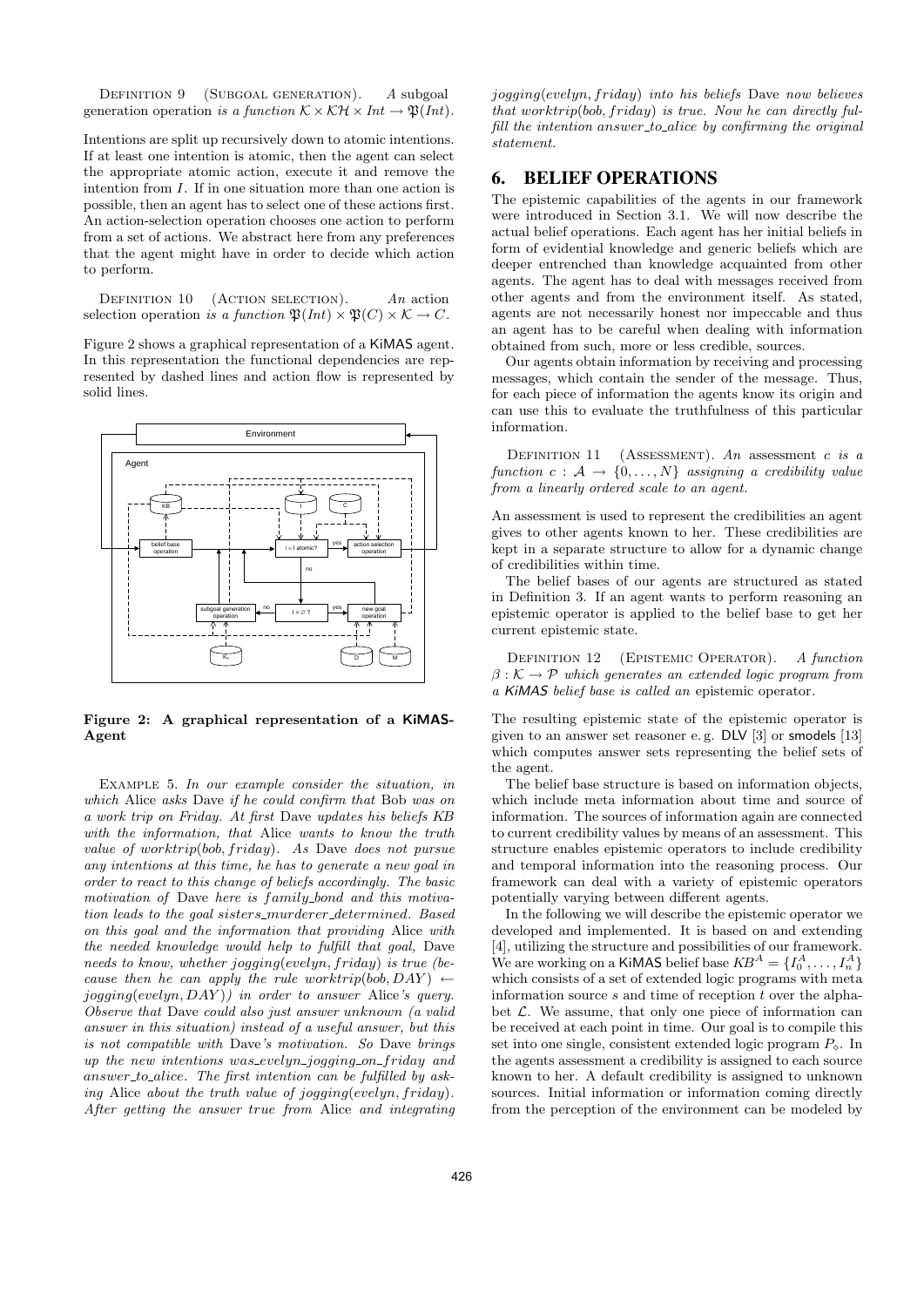Definition 9 (Subgoal generation). *A subgoal generation operation is a function* $\mathcal{K} \times \mathcal{KH} \times Int \rightarrow \mathfrak{P}(Int)$.

Intentions are split up recursively down to atomic intentions. If at least one intention is atomic, then the agent can select the appropriate atomic action, execute it and remove the intention from $I$. If in one situation more than one action is possible, then an agent has to select one of these actions first. An action-selection operation chooses one action to perform from a set of actions. We abstract here from any preferences that the agent might have in order to decide which action to perform.

Definition 10 (Action selection). *An action selection operation is a function* $\mathfrak{P}(Int) \times \mathfrak{P}(C) \times \mathcal{K} \rightarrow C$.

Figure 2 shows a graphical representation of a KiMAS agent. In this representation the functional dependencies are represented by dashed lines and action flow is represented by solid lines.

**Figure 2: A graphical representation of a KiMAS-Agent**

Example 5. *In our example consider the situation, in which* Alice *asks* Dave *if he could confirm that* Bob *was on a work trip on Friday. At first* Dave *updates his beliefs KB with the information, that* Alice *wants to know the truth value of* $worktrip(bob, friday)$. *As* Dave *does not pursue any intentions at this time, he has to generate a new goal in order to react to this change of beliefs accordingly. The basic motivation of* Dave *here is* $family\_bond$ *and this motivation leads to the goal* $sisters\_murderer\_determined$. *Based on this goal and the information that providing* Alice *with the needed knowledge would help to fulfill that goal,* Dave *needs to know, whether* $jogging(evelyn, friday)$ *is true (because then he can apply the rule* $worktrip(bob, DAY) \leftarrow jogging(evelyn, DAY)$*) in order to answer* Alice*'s query. Observe that* Dave *could also just answer unknown (a valid answer in this situation) instead of a useful answer, but this is not compatible with* Dave*'s motivation. So* Dave *brings up the new intentions* $was\_evelyn\_jogging\_on\_friday$ *and* $answer\_to\_alice$. *The first intention can be fulfilled by asking* Alice *about the truth value of* $jogging(evelyn, friday)$. *After getting the answer true from* Alice *and integrating* $jogging(evelyn, friday)$ *into his beliefs* Dave *now believes that* $worktrip(bob, friday)$ *is true. Now he can directly fulfill the intention* $answer\_to\_alice$ *by confirming the original statement.*

# 6. BELIEF OPERATIONS

The epistemic capabilities of the agents in our framework were introduced in Section 3.1. We will now describe the actual belief operations. Each agent has her initial beliefs in form of evidential knowledge and generic beliefs which are deeper entrenched than knowledge acquainted from other agents. The agent has to deal with messages received from other agents and from the environment itself. As stated, agents are not necessarily honest nor impeccable and thus an agent has to be careful when dealing with information obtained from such, more or less credible, sources.

Our agents obtain information by receiving and processing messages, which contain the sender of the message. Thus, for each piece of information the agents know its origin and can use this to evaluate the truthfulness of this particular information.

Definition 11 (Assessment). *An assessment* $c$ *is a function* $c : \mathcal{A} \rightarrow \{0, \ldots, N\}$ *assigning a credibility value from a linearly ordered scale to an agent.*

An assessment is used to represent the credibilities an agent gives to other agents known to her. These credibilities are kept in a separate structure to allow for a dynamic change of credibilities within time.

The belief bases of our agents are structured as stated in Definition 3. If an agent wants to perform reasoning an epistemic operator is applied to the belief base to get her current epistemic state.

Definition 12 (Epistemic Operator). *A function* $\beta : \mathcal{K} \rightarrow \mathcal{P}$ *which generates an extended logic program from a KiMAS belief base is called an* epistemic operator.

The resulting epistemic state of the epistemic operator is given to an answer set reasoner e. g. DLV [3] or smodels [13] which computes answer sets representing the belief sets of the agent.

The belief base structure is based on information objects, which include meta information about time and source of information. The sources of information again are connected to current credibility values by means of an assessment. This structure enables epistemic operators to include credibility and temporal information into the reasoning process. Our framework can deal with a variety of epistemic operators potentially varying between different agents.

In the following we will describe the epistemic operator we developed and implemented. It is based on and extending [4], utilizing the structure and possibilities of our framework. We are working on a KiMAS belief base $KB^A = \{I_0^A, \ldots, I_n^A\}$ which consists of a set of extended logic programs with meta information source $s$ and time of reception $t$ over the alphabet $\mathcal{L}$. We assume, that only one piece of information can be received at each point in time. Our goal is to compile this set into one single, consistent extended logic program $P_\diamond$. In the agents assessment a credibility is assigned to each source known to her. A default credibility is assigned to unknown sources. Initial information or information coming directly from the perception of the environment can be modeled by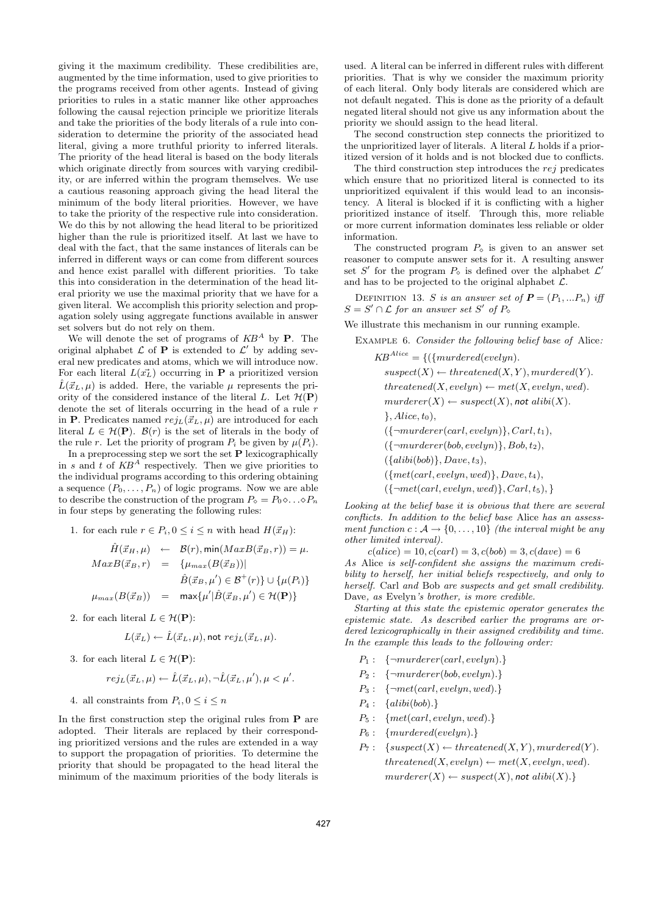giving it the maximum credibility. These credibilities are, augmented by the time information, used to give priorities to the programs received from other agents. Instead of giving priorities to rules in a static manner like other approaches following the causal rejection principle we prioritize literals and take the priorities of the body literals of a rule into consideration to determine the priority of the associated head literal, giving a more truthful priority to inferred literals. The priority of the head literal is based on the body literals which originate directly from sources with varying credibility, or are inferred within the program themselves. We use a cautious reasoning approach giving the head literal the minimum of the body literal priorities. However, we have to take the priority of the respective rule into consideration. We do this by not allowing the head literal to be prioritized higher than the rule is prioritized itself. At last we have to deal with the fact, that the same instances of literals can be inferred in different ways or can come from different sources and hence exist parallel with different priorities. To take this into consideration in the determination of the head literal priority we use the maximal priority that we have for a given literal. We accomplish this priority selection and propagation solely using aggregate functions available in answer set solvers but do not rely on them.

We will denote the set of programs of $KB^A$ by $\mathbf{P}$. The original alphabet $\mathcal{L}$ of $\mathbf{P}$ is extended to $\mathcal{L}'$ by adding several new predicates and atoms, which we will introduce now. For each literal $L(\vec{x_L})$ occurring in $\mathbf{P}$ a prioritized version $\hat{L}(\vec{x}_L, \mu)$ is added. Here, the variable $\mu$ represents the priority of the considered instance of the literal $L$. Let $\mathcal{H}(\mathbf{P})$ denote the set of literals occurring in the head of a rule $r$ in $\mathbf{P}$. Predicates named $rej_L(\vec{x}_L, \mu)$ are introduced for each literal $L \in \mathcal{H}(\mathbf{P})$. $\mathcal{B}(r)$ is the set of literals in the body of the rule $r$. Let the priority of program $P_i$ be given by $\mu(P_i)$.

In a preprocessing step we sort the set $\mathbf{P}$ lexicographically in $s$ and $t$ of $KB^A$ respectively. Then we give priorities to the individual programs according to this ordering obtaining a sequence $(P_0, \ldots, P_n)$ of logic programs. Now we are able to describe the construction of the program $P_\diamond = P_0 \diamond \ldots \diamond P_n$ in four steps by generating the following rules:

1. for each rule $r \in P_i, 0 \leq i \leq n$ with head $H(\vec{x}_H)$:

$$\begin{aligned}
\hat{H}(\vec{x}_H, \mu) &\leftarrow \mathcal{B}(r), \mathsf{min}(MaxB(\vec{x}_B, r)) = \mu. \\
MaxB(\vec{x}_B, r) &= \{\mu_{max}(B(\vec{x}_B)) | \\
&\qquad \hat{B}(\vec{x}_B, \mu') \in \mathcal{B}^+(r)\} \cup \{\mu(P_i)\} \\
\mu_{max}(B(\vec{x}_B)) &= \mathsf{max}\{\mu' | \hat{B}(\vec{x}_B, \mu') \in \mathcal{H}(\mathbf{P})\}
\end{aligned}$$

2. for each literal $L \in \mathcal{H}(\mathbf{P})$:

$$L(\vec{x}_L) \leftarrow \hat{L}(\vec{x}_L, \mu), \mathsf{not}\ rej_L(\vec{x}_L, \mu).$$

3. for each literal $L \in \mathcal{H}(\mathbf{P})$:

$$rej_L(\vec{x}_L, \mu) \leftarrow \hat{L}(\vec{x}_L, \mu), \neg\hat{L}(\vec{x}_L, \mu'), \mu < \mu'.$$

4. all constraints from $P_i, 0 \leq i \leq n$

In the first construction step the original rules from $\mathbf{P}$ are adopted. Their literals are replaced by their corresponding prioritized versions and the rules are extended in a way to support the propagation of priorities. To determine the priority that should be propagated to the head literal the minimum of the maximum priorities of the body literals is used. A literal can be inferred in different rules with different priorities. That is why we consider the maximum priority of each literal. Only body literals are considered which are not default negated. This is done as the priority of a default negated literal should not give us any information about the priority we should assign to the head literal.

The second construction step connects the prioritized to the unprioritized layer of literals. A literal $L$ holds if a prioritized version of it holds and is not blocked due to conflicts.

The third construction step introduces the $rej$ predicates which ensure that no prioritized literal is connected to its unprioritized equivalent if this would lead to an inconsistency. A literal is blocked if it is conflicting with a higher prioritized instance of itself. Through this, more reliable or more current information dominates less reliable or older information.

The constructed program $P_\diamond$ is given to an answer set reasoner to compute answer sets for it. A resulting answer set $S'$ for the program $P_\diamond$ is defined over the alphabet $\mathcal{L}'$ and has to be projected to the original alphabet $\mathcal{L}$.

Definition 13. *$S$ is an answer set of $\mathbf{P} = (P_1, \ldots P_n)$ iff $S = S' \cap \mathcal{L}$ for an answer set $S'$ of $P_\diamond$*

We illustrate this mechanism in our running example.

Example 6. *Consider the following belief base of* Alice*:*

$$\begin{aligned}
KB^{Alice} = \{&(\{murdered(evelyn). \\
&suspect(X) \leftarrow threatened(X,Y), murdered(Y). \\
&threatened(X, evelyn) \leftarrow met(X, evelyn, wed). \\
&murderer(X) \leftarrow suspect(X), \mathsf{not}\ alibi(X). \\
&\}, Alice, t_0), \\
&(\{\neg murderer(carl, evelyn)\}, Carl, t_1), \\
&(\{\neg murderer(bob, evelyn)\}, Bob, t_2), \\
&(\{alibi(bob)\}, Dave, t_3), \\
&(\{met(carl, evelyn, wed)\}, Dave, t_4), \\
&(\{\neg met(carl, evelyn, wed)\}, Carl, t_5), \}
\end{aligned}$$

*Looking at the belief base it is obvious that there are several conflicts. In addition to the belief base* Alice *has an assessment function $c : \mathcal{A} \rightarrow \{0, \ldots, 10\}$ (the interval might be any other limited interval).*

$$c(alice) = 10, c(carl) = 3, c(bob) = 3, c(dave) = 6$$

*As* Alice *is self-confident she assigns the maximum credibility to herself, her initial beliefs respectively, and only to herself.* Carl *and* Bob *are suspects and get small credibility.* Dave*, as* Evelyn*'s brother, is more credible.*

*Starting at this state the epistemic operator generates the epistemic state. As described earlier the programs are ordered lexicographically in their assigned credibility and time. In the example this leads to the following order:*

$$\begin{aligned}
P_1 &: \quad \{\neg murderer(carl, evelyn).\} \\
P_2 &: \quad \{\neg murderer(bob, evelyn).\} \\
P_3 &: \quad \{\neg met(carl, evelyn, wed).\} \\
P_4 &: \quad \{alibi(bob).\} \\
P_5 &: \quad \{met(carl, evelyn, wed).\} \\
P_6 &: \quad \{murdered(evelyn).\} \\
P_7 &: \quad \{suspect(X) \leftarrow threatened(X,Y), murdered(Y). \\
&\qquad threatened(X, evelyn) \leftarrow met(X, evelyn, wed). \\
&\qquad murderer(X) \leftarrow suspect(X), \mathsf{not}\ alibi(X).\}
\end{aligned}$$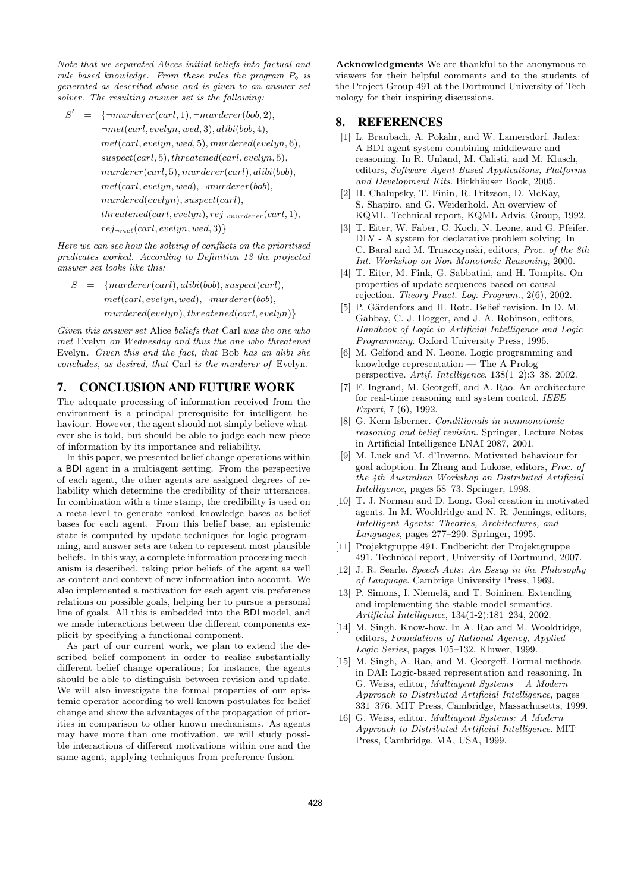*Note that we separated Alices initial beliefs into factual and rule based knowledge. From these rules the program $P_\diamond$ is generated as described above and is given to an answer set solver. The resulting answer set is the following:*

$$
\begin{aligned}
S' = \{ & \neg murderer(carl, 1), \neg murderer(bob, 2), \\
& \neg met(carl, evelyn, wed, 3), alibi(bob, 4), \\
& met(carl, evelyn, wed, 5), murdered(evelyn, 6), \\
& suspect(carl, 5), threatened(carl, evelyn, 5), \\
& murderer(carl, 5), murderer(carl), alibi(bob), \\
& met(carl, evelyn, wed), \neg murderer(bob), \\
& murdered(evelyn), suspect(carl), \\
& threatened(carl, evelyn), rej_{\neg murderer}(carl, 1), \\
& rej_{\neg met}(carl, evelyn, wed, 3)\}
\end{aligned}
$$

*Here we can see how the solving of conflicts on the prioritised predicates worked. According to Definition 13 the projected answer set looks like this:*

$$
\begin{aligned}
S = \{ & murderer(carl), alibi(bob), suspect(carl), \\
& met(carl, evelyn, wed), \neg murderer(bob), \\
& murdered(evelyn), threatened(carl, evelyn)\}
\end{aligned}
$$

*Given this answer set* Alice *beliefs that* Carl *was the one who met* Evelyn *on Wednesday and thus the one who threatened* Evelyn*. Given this and the fact, that* Bob *has an alibi she concludes, as desired, that* Carl *is the murderer of* Evelyn*.*

## 7. CONCLUSION AND FUTURE WORK

The adequate processing of information received from the environment is a principal prerequisite for intelligent behaviour. However, the agent should not simply believe whatever she is told, but should be able to judge each new piece of information by its importance and reliability.

In this paper, we presented belief change operations within a BDI agent in a multiagent setting. From the perspective of each agent, the other agents are assigned degrees of reliability which determine the credibility of their utterances. In combination with a time stamp, the credibility is used on a meta-level to generate ranked knowledge bases as belief bases for each agent. From this belief base, an epistemic state is computed by update techniques for logic programming, and answer sets are taken to represent most plausible beliefs. In this way, a complete information processing mechanism is described, taking prior beliefs of the agent as well as content and context of new information into account. We also implemented a motivation for each agent via preference relations on possible goals, helping her to pursue a personal line of goals. All this is embedded into the BDI model, and we made interactions between the different components explicit by specifying a functional component.

As part of our current work, we plan to extend the described belief component in order to realise substantially different belief change operations; for instance, the agents should be able to distinguish between revision and update. We will also investigate the formal properties of our epistemic operator according to well-known postulates for belief change and show the advantages of the propagation of priorities in comparison to other known mechanisms. As agents may have more than one motivation, we will study possible interactions of different motivations within one and the same agent, applying techniques from preference fusion.

**Acknowledgments** We are thankful to the anonymous reviewers for their helpful comments and to the students of the Project Group 491 at the Dortmund University of Technology for their inspiring discussions.

## 8. REFERENCES

[1] L. Braubach, A. Pokahr, and W. Lamersdorf. Jadex: A BDI agent system combining middleware and reasoning. In R. Unland, M. Calisti, and M. Klusch, editors, *Software Agent-Based Applications, Platforms and Development Kits*. Birkhäuser Book, 2005.

[2] H. Chalupsky, T. Finin, R. Fritzson, D. McKay, S. Shapiro, and G. Weiderhold. An overview of KQML. Technical report, KQML Advis. Group, 1992.

[3] T. Eiter, W. Faber, C. Koch, N. Leone, and G. Pfeifer. DLV - A system for declarative problem solving. In C. Baral and M. Truszczynski, editors, *Proc. of the 8th Int. Workshop on Non-Monotonic Reasoning*, 2000.

[4] T. Eiter, M. Fink, G. Sabbatini, and H. Tompits. On properties of update sequences based on causal rejection. *Theory Pract. Log. Program.*, 2(6), 2002.

[5] P. Gärdenfors and H. Rott. Belief revision. In D. M. Gabbay, C. J. Hogger, and J. A. Robinson, editors, *Handbook of Logic in Artificial Intelligence and Logic Programming*. Oxford University Press, 1995.

[6] M. Gelfond and N. Leone. Logic programming and knowledge representation — The A-Prolog perspective. *Artif. Intelligence*, 138(1–2):3–38, 2002.

[7] F. Ingrand, M. Georgeff, and A. Rao. An architecture for real-time reasoning and system control. *IEEE Expert*, 7 (6), 1992.

[8] G. Kern-Isberner. *Conditionals in nonmonotonic reasoning and belief revision*. Springer, Lecture Notes in Artificial Intelligence LNAI 2087, 2001.

[9] M. Luck and M. d'Inverno. Motivated behaviour for goal adoption. In Zhang and Lukose, editors, *Proc. of the 4th Australian Workshop on Distributed Artificial Intelligence*, pages 58–73. Springer, 1998.

[10] T. J. Norman and D. Long. Goal creation in motivated agents. In M. Wooldridge and N. R. Jennings, editors, *Intelligent Agents: Theories, Architectures, and Languages*, pages 277–290. Springer, 1995.

[11] Projektgruppe 491. Endbericht der Projektgruppe 491. Technical report, University of Dortmund, 2007.

[12] J. R. Searle. *Speech Acts: An Essay in the Philosophy of Language*. Cambrige University Press, 1969.

[13] P. Simons, I. Niemelä, and T. Soininen. Extending and implementing the stable model semantics. *Artificial Intelligence*, 134(1-2):181–234, 2002.

[14] M. Singh. Know-how. In A. Rao and M. Wooldridge, editors, *Foundations of Rational Agency, Applied Logic Series*, pages 105–132. Kluwer, 1999.

[15] M. Singh, A. Rao, and M. Georgeff. Formal methods in DAI: Logic-based representation and reasoning. In G. Weiss, editor, *Multiagent Systems – A Modern Approach to Distributed Artificial Intelligence*, pages 331–376. MIT Press, Cambridge, Massachusetts, 1999.

[16] G. Weiss, editor. *Multiagent Systems: A Modern Approach to Distributed Artificial Intelligence*. MIT Press, Cambridge, MA, USA, 1999.